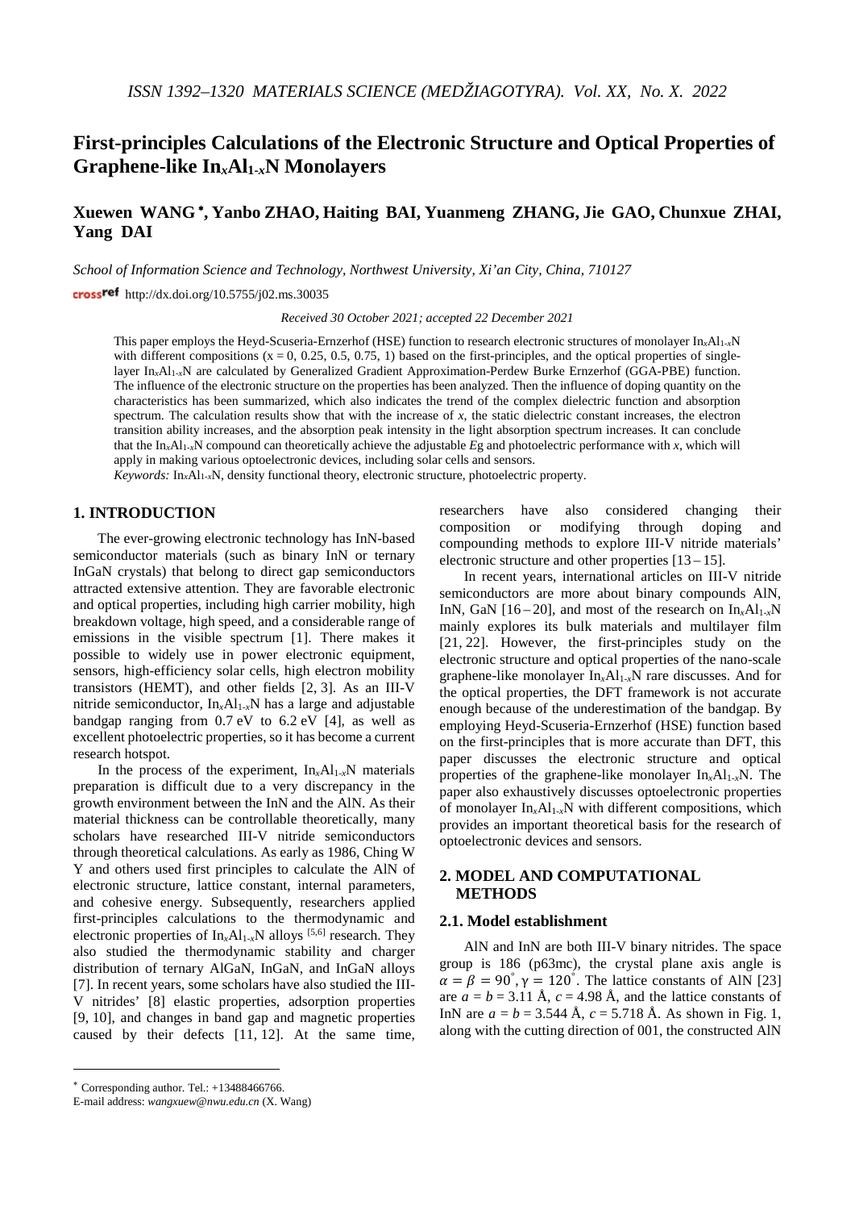# First-principles Calculations of the Electronic Structure and Optical Properties of Graphene-like $In_xAl_{1-x}N$ Monolayers

## Xuewen WANG*, Yanbo ZHAO, Haiting BAI, Yuanmeng ZHANG, Jie GAO, Chunxue ZHAI, Yang DAI

*School of Information Science and Technology, Northwest University, Xi'an City, China, 710127*

http://dx.doi.org/10.5755/j02.ms.30035

*Received 30 October 2021; accepted 22 December 2021*

This paper employs the Heyd-Scuseria-Ernzerhof (HSE) function to research electronic structures of monolayer $In_xAl_{1-x}N$ with different compositions (x = 0, 0.25, 0.5, 0.75, 1) based on the first-principles, and the optical properties of single-layer $In_xAl_{1-x}N$ are calculated by Generalized Gradient Approximation-Perdew Burke Ernzerhof (GGA-PBE) function. The influence of the electronic structure on the properties has been analyzed. Then the influence of doping quantity on the characteristics has been summarized, which also indicates the trend of the complex dielectric function and absorption spectrum. The calculation results show that with the increase of *x*, the static dielectric constant increases, the electron transition ability increases, and the absorption peak intensity in the light absorption spectrum increases. It can conclude that the $In_xAl_{1-x}N$ compound can theoretically achieve the adjustable *E*g and photoelectric performance with *x*, which will apply in making various optoelectronic devices, including solar cells and sensors.

*Keywords:* $In_xAl_{1-x}N$, density functional theory, electronic structure, photoelectric property.

## 1. INTRODUCTION

The ever-growing electronic technology has InN-based semiconductor materials (such as binary InN or ternary InGaN crystals) that belong to direct gap semiconductors attracted extensive attention. They are favorable electronic and optical properties, including high carrier mobility, high breakdown voltage, high speed, and a considerable range of emissions in the visible spectrum [1]. There makes it possible to widely use in power electronic equipment, sensors, high-efficiency solar cells, high electron mobility transistors (HEMT), and other fields [2, 3]. As an III-V nitride semiconductor, $In_xAl_{1-x}N$ has a large and adjustable bandgap ranging from 0.7 eV to 6.2 eV [4], as well as excellent photoelectric properties, so it has become a current research hotspot.

In the process of the experiment, $In_xAl_{1-x}N$ materials preparation is difficult due to a very discrepancy in the growth environment between the InN and the AlN. As their material thickness can be controllable theoretically, many scholars have researched III-V nitride semiconductors through theoretical calculations. As early as 1986, Ching W Y and others used first principles to calculate the AlN of electronic structure, lattice constant, internal parameters, and cohesive energy. Subsequently, researchers applied first-principles calculations to the thermodynamic and electronic properties of $In_xAl_{1-x}N$ alloys [5,6] research. They also studied the thermodynamic stability and charger distribution of ternary AlGaN, InGaN, and InGaN alloys [7]. In recent years, some scholars have also studied the III-V nitrides' [8] elastic properties, adsorption properties [9, 10], and changes in band gap and magnetic properties caused by their defects [11, 12]. At the same time, researchers have also considered changing their composition or modifying through doping and compounding methods to explore III-V nitride materials' electronic structure and other properties [13–15].

In recent years, international articles on III-V nitride semiconductors are more about binary compounds AlN, InN, GaN [16–20], and most of the research on $In_xAl_{1-x}N$ mainly explores its bulk materials and multilayer film [21, 22]. However, the first-principles study on the electronic structure and optical properties of the nano-scale graphene-like monolayer $In_xAl_{1-x}N$ rare discusses. And for the optical properties, the DFT framework is not accurate enough because of the underestimation of the bandgap. By employing Heyd-Scuseria-Ernzerhof (HSE) function based on the first-principles that is more accurate than DFT, this paper discusses the electronic structure and optical properties of the graphene-like monolayer $In_xAl_{1-x}N$. The paper also exhaustively discusses optoelectronic properties of monolayer $In_xAl_{1-x}N$ with different compositions, which provides an important theoretical basis for the research of optoelectronic devices and sensors.

## 2. MODEL AND COMPUTATIONAL METHODS

### 2.1. Model establishment

AlN and InN are both III-V binary nitrides. The space group is 186 (p63mc), the crystal plane axis angle is $\alpha = \beta = 90^{\circ}, \gamma = 120^{\circ}$. The lattice constants of AlN [23] are $a = b = 3.11$ Å, $c = 4.98$ Å, and the lattice constants of InN are $a = b = 3.544$ Å, $c = 5.718$ Å. As shown in Fig. 1, along with the cutting direction of 001, the constructed AlN

---

* Corresponding author. Tel.: +13488466766.
E-mail address: *wangxuew@nwu.edu.cn* (X. Wang)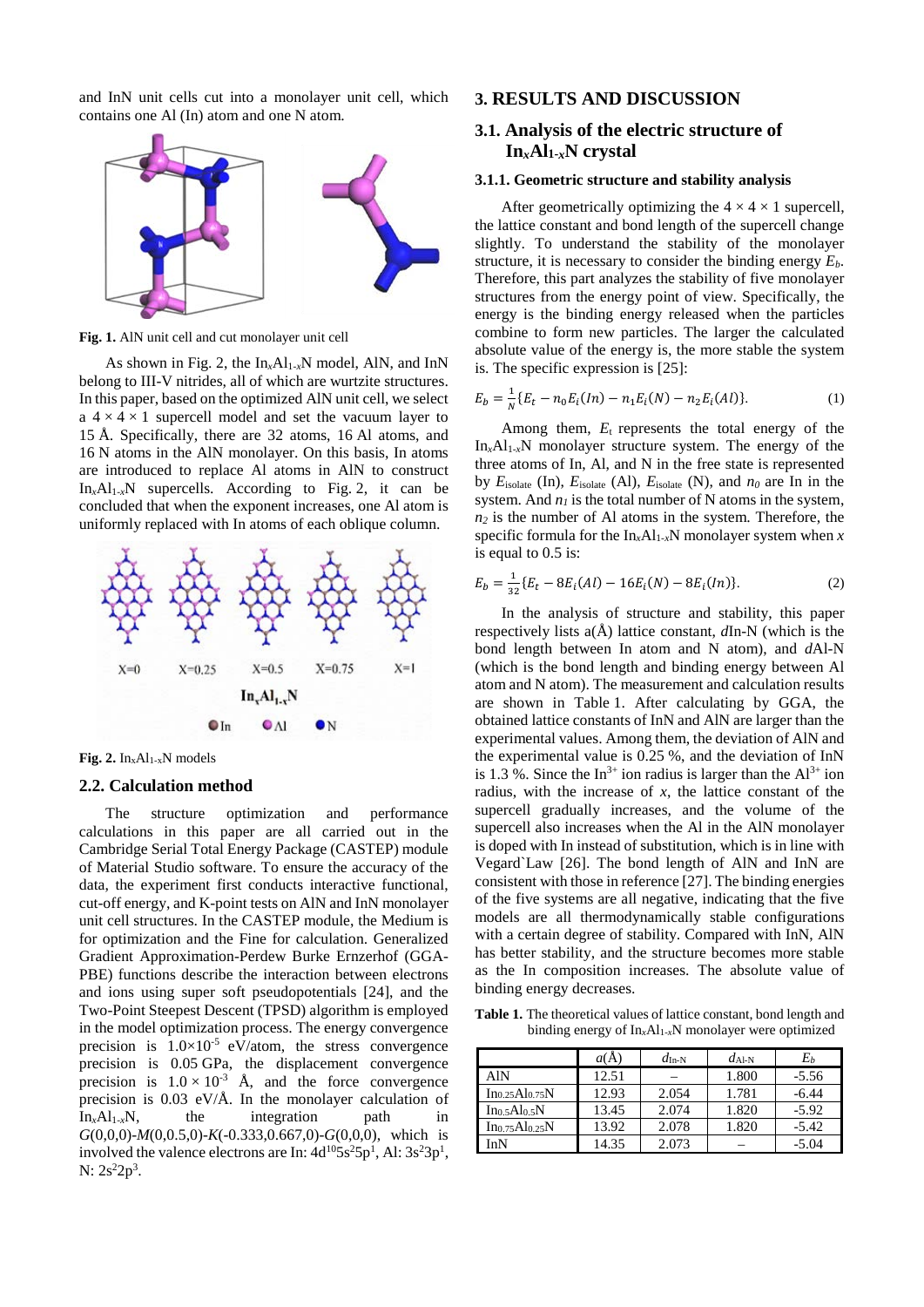and InN unit cells cut into a monolayer unit cell, which contains one Al (In) atom and one N atom.

**Fig. 1.** AlN unit cell and cut monolayer unit cell

As shown in Fig. 2, the $In_xAl_{1-x}N$ model, AlN, and InN belong to III-V nitrides, all of which are wurtzite structures. In this paper, based on the optimized AlN unit cell, we select a $4 \times 4 \times 1$ supercell model and set the vacuum layer to 15 Å. Specifically, there are 32 atoms, 16 Al atoms, and 16 N atoms in the AlN monolayer. On this basis, In atoms are introduced to replace Al atoms in AlN to construct $In_xAl_{1-x}N$ supercells. According to Fig. 2, it can be concluded that when the exponent increases, one Al atom is uniformly replaced with In atoms of each oblique column.

**Fig. 2.** $In_xAl_{1-x}N$ models

## 2.2. Calculation method

The structure optimization and performance calculations in this paper are all carried out in the Cambridge Serial Total Energy Package (CASTEP) module of Material Studio software. To ensure the accuracy of the data, the experiment first conducts interactive functional, cut-off energy, and K-point tests on AlN and InN monolayer unit cell structures. In the CASTEP module, the Medium is for optimization and the Fine for calculation. Generalized Gradient Approximation-Perdew Burke Ernzerhof (GGA-PBE) functions describe the interaction between electrons and ions using super soft pseudopotentials [24], and the Two-Point Steepest Descent (TPSD) algorithm is employed in the model optimization process. The energy convergence precision is $1.0\times10^{-5}$ eV/atom, the stress convergence precision is 0.05 GPa, the displacement convergence precision is $1.0 \times 10^{-3}$ Å, and the force convergence precision is 0.03 eV/Å. In the monolayer calculation of $In_xAl_{1-x}N$, the integration path in $G$(0,0,0)-$M$(0,0.5,0)-$K$(-0.333,0.667,0)-$G$(0,0,0), which is involved the valence electrons are In: $4d^{10}5s^25p^1$, Al: $3s^23p^1$, N: $2s^22p^3$.

# 3. RESULTS AND DISCUSSION

## 3.1. Analysis of the electric structure of $In_xAl_{1-x}N$ crystal

### 3.1.1. Geometric structure and stability analysis

After geometrically optimizing the $4 \times 4 \times 1$ supercell, the lattice constant and bond length of the supercell change slightly. To understand the stability of the monolayer structure, it is necessary to consider the binding energy $E_b$. Therefore, this part analyzes the stability of five monolayer structures from the energy point of view. Specifically, the energy is the binding energy released when the particles combine to form new particles. The larger the calculated absolute value of the energy is, the more stable the system is. The specific expression is [25]:

$$E_b = \frac{1}{N}\{E_t - n_0 E_i(In) - n_1 E_i(N) - n_2 E_i(Al)\}. \tag{1}$$

Among them, $E_t$ represents the total energy of the $In_xAl_{1-x}N$ monolayer structure system. The energy of the three atoms of In, Al, and N in the free state is represented by $E_{\text{isolate}}$ (In), $E_{\text{isolate}}$ (Al), $E_{\text{isolate}}$ (N), and $n_0$ are In in the system. And $n_1$ is the total number of N atoms in the system, $n_2$ is the number of Al atoms in the system. Therefore, the specific formula for the $In_xAl_{1-x}N$ monolayer system when $x$ is equal to 0.5 is:

$$E_b = \frac{1}{32}\{E_t - 8E_i(Al) - 16E_i(N) - 8E_i(In)\}. \tag{2}$$

In the analysis of structure and stability, this paper respectively lists a(Å) lattice constant, $d$In-N (which is the bond length between In atom and N atom), and $d$Al-N (which is the bond length and binding energy between Al atom and N atom). The measurement and calculation results are shown in Table 1. After calculating by GGA, the obtained lattice constants of InN and AlN are larger than the experimental values. Among them, the deviation of AlN and the experimental value is 0.25 %, and the deviation of InN is 1.3 %. Since the $In^{3+}$ ion radius is larger than the $Al^{3+}$ ion radius, with the increase of $x$, the lattice constant of the supercell gradually increases, and the volume of the supercell also increases when the Al in the AlN monolayer is doped with In instead of substitution, which is in line with Vegard`Law [26]. The bond length of AlN and InN are consistent with those in reference [27]. The binding energies of the five systems are all negative, indicating that the five models are all thermodynamically stable configurations with a certain degree of stability. Compared with InN, AlN has better stability, and the structure becomes more stable as the In composition increases. The absolute value of binding energy decreases.

**Table 1.** The theoretical values of lattice constant, bond length and binding energy of $In_xAl_{1-x}N$ monolayer were optimized

| | $a$(Å) | $d_{\text{In-N}}$ | $d_{\text{Al-N}}$ | $E_b$ |
|---|---|---|---|---|
| AlN | 12.51 | – | 1.800 | -5.56 |
| $In_{0.25}Al_{0.75}N$ | 12.93 | 2.054 | 1.781 | -6.44 |
| $In_{0.5}Al_{0.5}N$ | 13.45 | 2.074 | 1.820 | -5.92 |
| $In_{0.75}Al_{0.25}N$ | 13.92 | 2.078 | 1.820 | -5.42 |
| InN | 14.35 | 2.073 | – | -5.04 |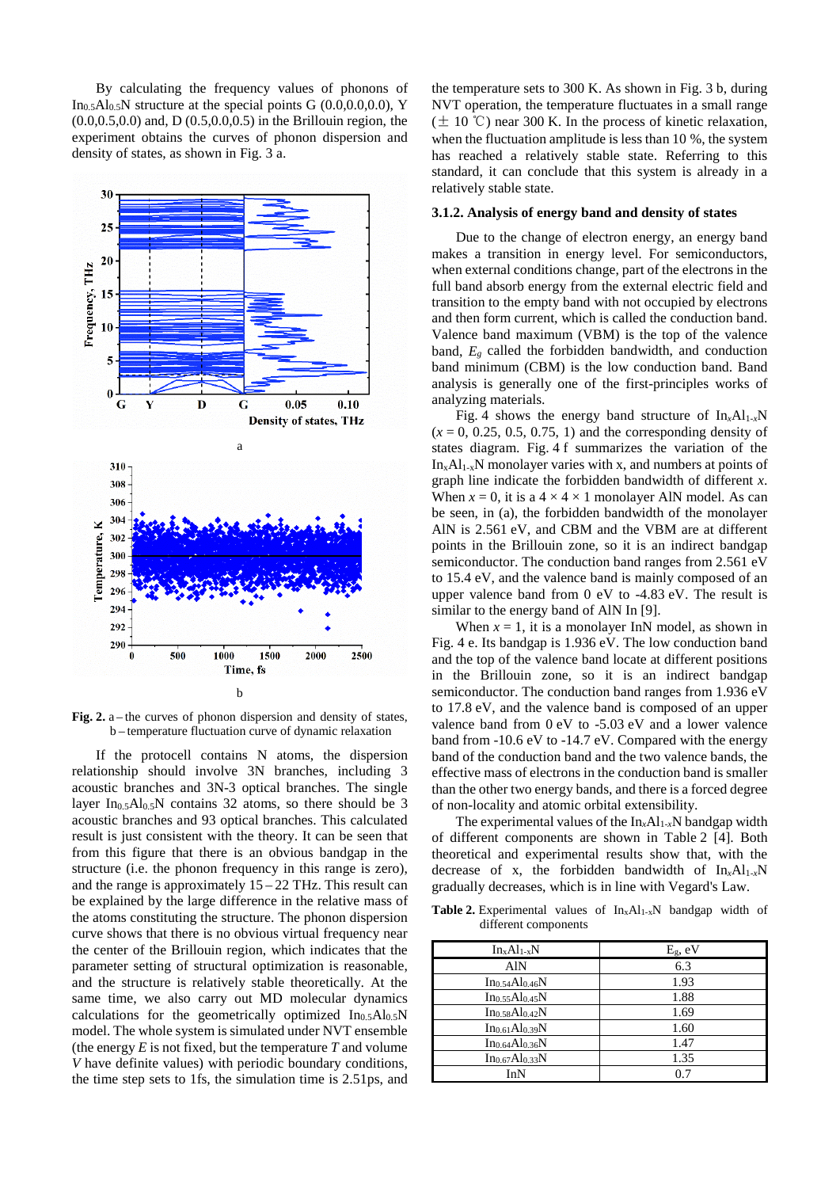By calculating the frequency values of phonons of $In_{0.5}Al_{0.5}N$ structure at the special points G (0.0,0.0,0.0), Y (0.0,0.5,0.0) and, D (0.5,0.0,0.5) in the Brillouin region, the experiment obtains the curves of phonon dispersion and density of states, as shown in Fig. 3 a.

a

b

**Fig. 2.** a – the curves of phonon dispersion and density of states, b – temperature fluctuation curve of dynamic relaxation

If the protocell contains N atoms, the dispersion relationship should involve 3N branches, including 3 acoustic branches and 3N-3 optical branches. The single layer $In_{0.5}Al_{0.5}N$ contains 32 atoms, so there should be 3 acoustic branches and 93 optical branches. This calculated result is just consistent with the theory. It can be seen that from this figure that there is an obvious bandgap in the structure (i.e. the phonon frequency in this range is zero), and the range is approximately 15 – 22 THz. This result can be explained by the large difference in the relative mass of the atoms constituting the structure. The phonon dispersion curve shows that there is no obvious virtual frequency near the center of the Brillouin region, which indicates that the parameter setting of structural optimization is reasonable, and the structure is relatively stable theoretically. At the same time, we also carry out MD molecular dynamics calculations for the geometrically optimized $In_{0.5}Al_{0.5}N$ model. The whole system is simulated under NVT ensemble (the energy $E$ is not fixed, but the temperature $T$ and volume $V$ have definite values) with periodic boundary conditions, the time step sets to 1fs, the simulation time is 2.51ps, and the temperature sets to 300 K. As shown in Fig. 3 b, during NVT operation, the temperature fluctuates in a small range (± 10 ℃) near 300 K. In the process of kinetic relaxation, when the fluctuation amplitude is less than 10 %, the system has reached a relatively stable state. Referring to this standard, it can conclude that this system is already in a relatively stable state.

### 3.1.2. Analysis of energy band and density of states

Due to the change of electron energy, an energy band makes a transition in energy level. For semiconductors, when external conditions change, part of the electrons in the full band absorb energy from the external electric field and transition to the empty band with not occupied by electrons and then form current, which is called the conduction band. Valence band maximum (VBM) is the top of the valence band, $E_g$ called the forbidden bandwidth, and conduction band minimum (CBM) is the low conduction band. Band analysis is generally one of the first-principles works of analyzing materials.

Fig. 4 shows the energy band structure of $In_xAl_{1-x}N$ ($x$ = 0, 0.25, 0.5, 0.75, 1) and the corresponding density of states diagram. Fig. 4 f summarizes the variation of the $In_xAl_{1-x}N$ monolayer varies with x, and numbers at points of graph line indicate the forbidden bandwidth of different $x$. When $x$ = 0, it is a 4 × 4 × 1 monolayer AlN model. As can be seen, in (a), the forbidden bandwidth of the monolayer AlN is 2.561 eV, and CBM and the VBM are at different points in the Brillouin zone, so it is an indirect bandgap semiconductor. The conduction band ranges from 2.561 eV to 15.4 eV, and the valence band is mainly composed of an upper valence band from 0 eV to -4.83 eV. The result is similar to the energy band of AlN In [9].

When $x$ = 1, it is a monolayer InN model, as shown in Fig. 4 e. Its bandgap is 1.936 eV. The low conduction band and the top of the valence band locate at different positions in the Brillouin zone, so it is an indirect bandgap semiconductor. The conduction band ranges from 1.936 eV to 17.8 eV, and the valence band is composed of an upper valence band from 0 eV to -5.03 eV and a lower valence band from -10.6 eV to -14.7 eV. Compared with the energy band of the conduction band and the two valence bands, the effective mass of electrons in the conduction band is smaller than the other two energy bands, and there is a forced degree of non-locality and atomic orbital extensibility.

The experimental values of the $In_xAl_{1-x}N$ bandgap width of different components are shown in Table 2 [4]. Both theoretical and experimental results show that, with the decrease of x, the forbidden bandwidth of $In_xAl_{1-x}N$ gradually decreases, which is in line with Vegard's Law.

**Table 2.** Experimental values of $In_xAl_{1-x}N$ bandgap width of different components

| $In_xAl_{1-x}N$ | $E_g$, eV |
|---|---|
| AlN | 6.3 |
| $In_{0.54}Al_{0.46}N$ | 1.93 |
| $In_{0.55}Al_{0.45}N$ | 1.88 |
| $In_{0.58}Al_{0.42}N$ | 1.69 |
| $In_{0.61}Al_{0.39}N$ | 1.60 |
| $In_{0.64}Al_{0.36}N$ | 1.47 |
| $In_{0.67}Al_{0.33}N$ | 1.35 |
| InN | 0.7 |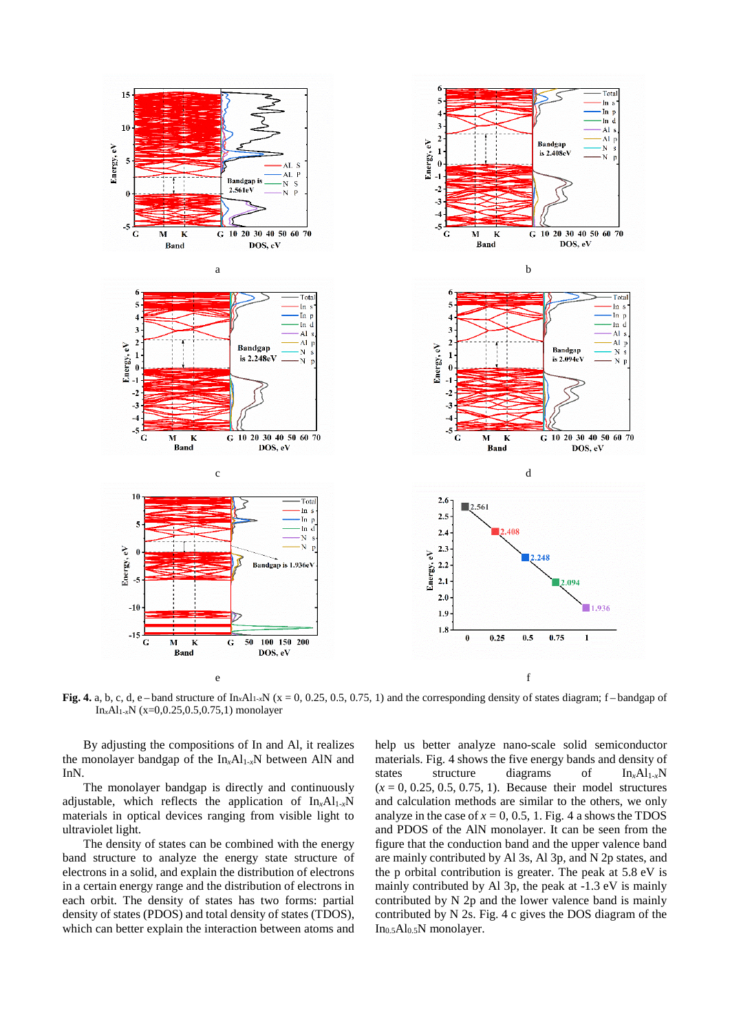**Fig. 4.** a, b, c, d, e – band structure of $In_xAl_{1-x}N$ ($x$ = 0, 0.25, 0.5, 0.75, 1) and the corresponding density of states diagram; f – bandgap of $In_xAl_{1-x}N$ (x=0,0.25,0.5,0.75,1) monolayer

By adjusting the compositions of In and Al, it realizes the monolayer bandgap of the $In_xAl_{1-x}N$ between AlN and InN.

The monolayer bandgap is directly and continuously adjustable, which reflects the application of $In_xAl_{1-x}N$ materials in optical devices ranging from visible light to ultraviolet light.

The density of states can be combined with the energy band structure to analyze the energy state structure of electrons in a solid, and explain the distribution of electrons in a certain energy range and the distribution of electrons in each orbit. The density of states has two forms: partial density of states (PDOS) and total density of states (TDOS), which can better explain the interaction between atoms and help us better analyze nano-scale solid semiconductor materials. Fig. 4 shows the five energy bands and density of states structure diagrams of $In_xAl_{1-x}N$ ($x$ = 0, 0.25, 0.5, 0.75, 1). Because their model structures and calculation methods are similar to the others, we only analyze in the case of $x$ = 0, 0.5, 1. Fig. 4 a shows the TDOS and PDOS of the AlN monolayer. It can be seen from the figure that the conduction band and the upper valence band are mainly contributed by Al 3s, Al 3p, and N 2p states, and the p orbital contribution is greater. The peak at 5.8 eV is mainly contributed by Al 3p, the peak at -1.3 eV is mainly contributed by N 2p and the lower valence band is mainly contributed by N 2s. Fig. 4 c gives the DOS diagram of the $In_{0.5}Al_{0.5}N$ monolayer.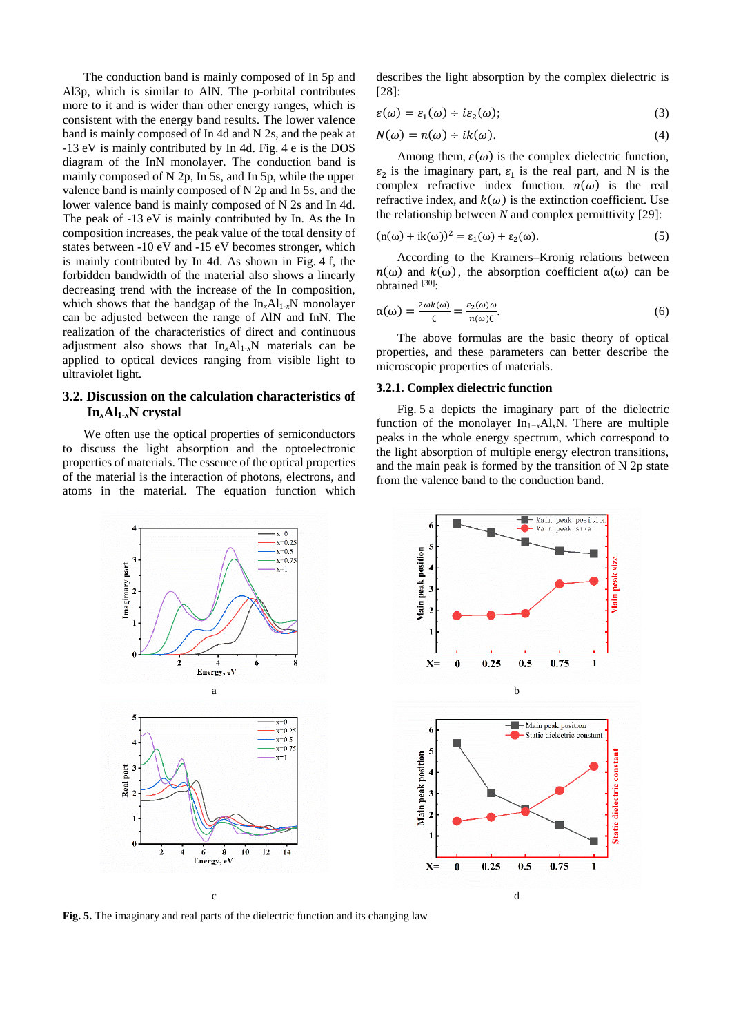The conduction band is mainly composed of In 5p and Al3p, which is similar to AlN. The p-orbital contributes more to it and is wider than other energy ranges, which is consistent with the energy band results. The lower valence band is mainly composed of In 4d and N 2s, and the peak at -13 eV is mainly contributed by In 4d. Fig. 4 e is the DOS diagram of the InN monolayer. The conduction band is mainly composed of N 2p, In 5s, and In 5p, while the upper valence band is mainly composed of N 2p and In 5s, and the lower valence band is mainly composed of N 2s and In 4d. The peak of -13 eV is mainly contributed by In. As the In composition increases, the peak value of the total density of states between -10 eV and -15 eV becomes stronger, which is mainly contributed by In 4d. As shown in Fig. 4 f, the forbidden bandwidth of the material also shows a linearly decreasing trend with the increase of the In composition, which shows that the bandgap of the $In_xAl_{1-x}N$ monolayer can be adjusted between the range of AlN and InN. The realization of the characteristics of direct and continuous adjustment also shows that $In_xAl_{1-x}N$ materials can be applied to optical devices ranging from visible light to ultraviolet light.

## 3.2. Discussion on the calculation characteristics of $In_xAl_{1-x}N$ crystal

We often use the optical properties of semiconductors to discuss the light absorption and the optoelectronic properties of materials. The essence of the optical properties of the material is the interaction of photons, electrons, and atoms in the material. The equation function which describes the light absorption by the complex dielectric is [28]:

$$\varepsilon(\omega) = \varepsilon_1(\omega) \div i\varepsilon_2(\omega); \tag{3}$$

$$N(\omega) = n(\omega) \div ik(\omega). \tag{4}$$

Among them, $\varepsilon(\omega)$ is the complex dielectric function, $\varepsilon_2$ is the imaginary part, $\varepsilon_1$ is the real part, and N is the complex refractive index function. $n(\omega)$ is the real refractive index, and $k(\omega)$ is the extinction coefficient. Use the relationship between $N$ and complex permittivity [29]:

$$(n(\omega) + ik(\omega))^2 = \varepsilon_1(\omega) + \varepsilon_2(\omega). \tag{5}$$

According to the Kramers–Kronig relations between $n(\omega)$ and $k(\omega)$, the absorption coefficient $\alpha(\omega)$ can be obtained [30]:

$$\alpha(\omega) = \frac{2\omega k(\omega)}{C} = \frac{\varepsilon_2(\omega)\omega}{n(\omega)C}. \tag{6}$$

The above formulas are the basic theory of optical properties, and these parameters can better describe the microscopic properties of materials.

### 3.2.1. Complex dielectric function

Fig. 5 a depicts the imaginary part of the dielectric function of the monolayer $In_{1-x}Al_xN$. There are multiple peaks in the whole energy spectrum, which correspond to the light absorption of multiple energy electron transitions, and the main peak is formed by the transition of N 2p state from the valence band to the conduction band.

**Fig. 5.** The imaginary and real parts of the dielectric function and its changing law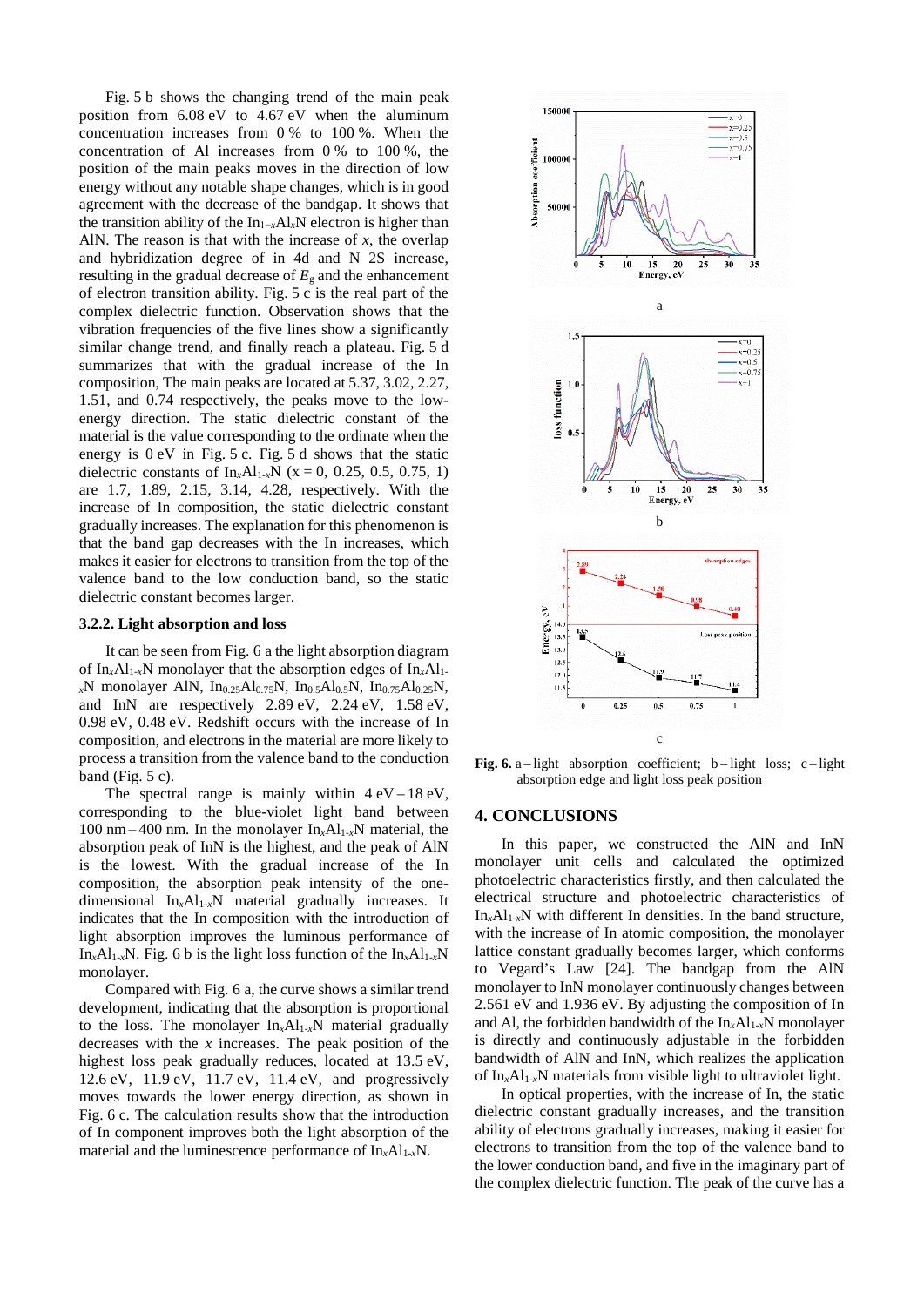Fig. 5 b shows the changing trend of the main peak position from 6.08 eV to 4.67 eV when the aluminum concentration increases from 0 % to 100 %. When the concentration of Al increases from 0 % to 100 %, the position of the main peaks moves in the direction of low energy without any notable shape changes, which is in good agreement with the decrease of the bandgap. It shows that the transition ability of the $In_{1-x}Al_xN$ electron is higher than AlN. The reason is that with the increase of $x$, the overlap and hybridization degree of in 4d and N 2S increase, resulting in the gradual decrease of $E_g$ and the enhancement of electron transition ability. Fig. 5 c is the real part of the complex dielectric function. Observation shows that the vibration frequencies of the five lines show a significantly similar change trend, and finally reach a plateau. Fig. 5 d summarizes that with the gradual increase of the In composition, The main peaks are located at 5.37, 3.02, 2.27, 1.51, and 0.74 respectively, the peaks move to the low-energy direction. The static dielectric constant of the material is the value corresponding to the ordinate when the energy is 0 eV in Fig. 5 c. Fig. 5 d shows that the static dielectric constants of $In_xAl_{1-x}N$ (x = 0, 0.25, 0.5, 0.75, 1) are 1.7, 1.89, 2.15, 3.14, 4.28, respectively. With the increase of In composition, the static dielectric constant gradually increases. The explanation for this phenomenon is that the band gap decreases with the In increases, which makes it easier for electrons to transition from the top of the valence band to the low conduction band, so the static dielectric constant becomes larger.

### 3.2.2. Light absorption and loss

It can be seen from Fig. 6 a the light absorption diagram of $In_xAl_{1-x}N$ monolayer that the absorption edges of $In_xAl_{1-x}N$ monolayer AlN, $In_{0.25}Al_{0.75}N$, $In_{0.5}Al_{0.5}N$, $In_{0.75}Al_{0.25}N$, and InN are respectively 2.89 eV, 2.24 eV, 1.58 eV, 0.98 eV, 0.48 eV. Redshift occurs with the increase of In composition, and electrons in the material are more likely to process a transition from the valence band to the conduction band (Fig. 5 c).

The spectral range is mainly within 4 eV – 18 eV, corresponding to the blue-violet light band between 100 nm – 400 nm. In the monolayer $In_xAl_{1-x}N$ material, the absorption peak of InN is the highest, and the peak of AlN is the lowest. With the gradual increase of the In composition, the absorption peak intensity of the one-dimensional $In_xAl_{1-x}N$ material gradually increases. It indicates that the In composition with the introduction of light absorption improves the luminous performance of $In_xAl_{1-x}N$. Fig. 6 b is the light loss function of the $In_xAl_{1-x}N$ monolayer.

Compared with Fig. 6 a, the curve shows a similar trend development, indicating that the absorption is proportional to the loss. The monolayer $In_xAl_{1-x}N$ material gradually decreases with the $x$ increases. The peak position of the highest loss peak gradually reduces, located at 13.5 eV, 12.6 eV, 11.9 eV, 11.7 eV, 11.4 eV, and progressively moves towards the lower energy direction, as shown in Fig. 6 c. The calculation results show that the introduction of In component improves both the light absorption of the material and the luminescence performance of $In_xAl_{1-x}N$.

**Fig. 6.** a – light absorption coefficient; b – light loss; c – light absorption edge and light loss peak position

## 4. CONCLUSIONS

In this paper, we constructed the AlN and InN monolayer unit cells and calculated the optimized photoelectric characteristics firstly, and then calculated the electrical structure and photoelectric characteristics of $In_xAl_{1-x}N$ with different In densities. In the band structure, with the increase of In atomic composition, the monolayer lattice constant gradually becomes larger, which conforms to Vegard's Law [24]. The bandgap from the AlN monolayer to InN monolayer continuously changes between 2.561 eV and 1.936 eV. By adjusting the composition of In and Al, the forbidden bandwidth of the $In_xAl_{1-x}N$ monolayer is directly and continuously adjustable in the forbidden bandwidth of AlN and InN, which realizes the application of $In_xAl_{1-x}N$ materials from visible light to ultraviolet light.

In optical properties, with the increase of In, the static dielectric constant gradually increases, and the transition ability of electrons gradually increases, making it easier for electrons to transition from the top of the valence band to the lower conduction band, and five in the imaginary part of the complex dielectric function. The peak of the curve has a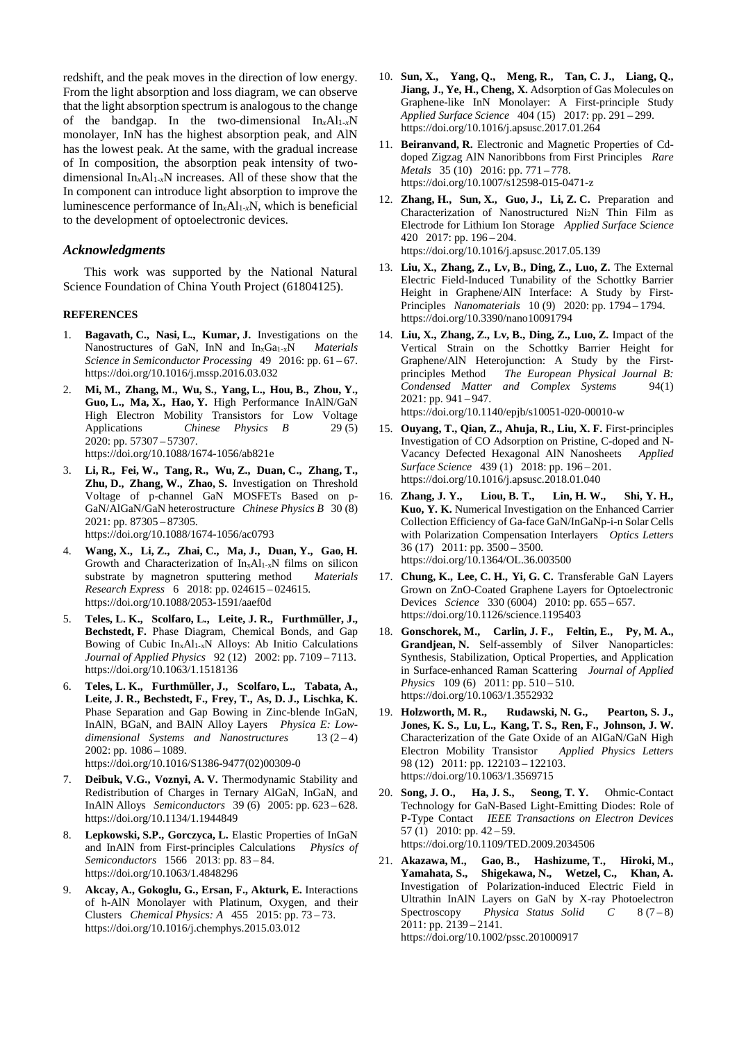redshift, and the peak moves in the direction of low energy. From the light absorption and loss diagram, we can observe that the light absorption spectrum is analogous to the change of the bandgap. In the two-dimensional $In_xAl_{1-x}N$ monolayer, InN has the highest absorption peak, and AlN has the lowest peak. At the same, with the gradual increase of In composition, the absorption peak intensity of two-dimensional $In_xAl_{1-x}N$ increases. All of these show that the In component can introduce light absorption to improve the luminescence performance of $In_xAl_{1-x}N$, which is beneficial to the development of optoelectronic devices.

## *Acknowledgments*

This work was supported by the National Natural Science Foundation of China Youth Project (61804125).

## REFERENCES

1. **Bagavath, C., Nasi, L., Kumar, J.** Investigations on the Nanostructures of GaN, InN and $In_xGa_{1-x}N$ *Materials Science in Semiconductor Processing* 49 2016: pp. 61–67. https://doi.org/10.1016/j.mssp.2016.03.032
2. **Mi, M., Zhang, M., Wu, S., Yang, L., Hou, B., Zhou, Y., Guo, L., Ma, X., Hao, Y.** High Performance InAlN/GaN High Electron Mobility Transistors for Low Voltage Applications *Chinese Physics B* 29 (5) 2020: pp. 57307–57307. https://doi.org/10.1088/1674-1056/ab821e
3. **Li, R., Fei, W., Tang, R., Wu, Z., Duan, C., Zhang, T., Zhu, D., Zhang, W., Zhao, S.** Investigation on Threshold Voltage of p-channel GaN MOSFETs Based on p-GaN/AlGaN/GaN heterostructure *Chinese Physics B* 30 (8) 2021: pp. 87305–87305. https://doi.org/10.1088/1674-1056/ac0793
4. **Wang, X., Li, Z., Zhai, C., Ma, J., Duan, Y., Gao, H.** Growth and Characterization of $In_xAl_{1-x}N$ films on silicon substrate by magnetron sputtering method *Materials Research Express* 6 2018: pp. 024615–024615. https://doi.org/10.1088/2053-1591/aaef0d
5. **Teles, L. K., Scolfaro, L., Leite, J. R., Furthmüller, J., Bechstedt, F.** Phase Diagram, Chemical Bonds, and Gap Bowing of Cubic $In_xAl_{1-x}N$ Alloys: Ab Initio Calculations *Journal of Applied Physics* 92 (12) 2002: pp. 7109–7113. https://doi.org/10.1063/1.1518136
6. **Teles, L. K., Furthmüller, J., Scolfaro, L., Tabata, A., Leite, J. R., Bechstedt, F., Frey, T., As, D. J., Lischka, K.** Phase Separation and Gap Bowing in Zinc-blende InGaN, InAlN, BGaN, and BAlN Alloy Layers *Physica E: Low-dimensional Systems and Nanostructures* 13 (2–4) 2002: pp. 1086–1089. https://doi.org/10.1016/S1386-9477(02)00309-0
7. **Deibuk, V.G., Voznyi, A. V.** Thermodynamic Stability and Redistribution of Charges in Ternary AlGaN, InGaN, and InAlN Alloys *Semiconductors* 39 (6) 2005: pp. 623–628. https://doi.org/10.1134/1.1944849
8. **Lepkowski, S.P., Gorczyca, L.** Elastic Properties of InGaN and InAlN from First-principles Calculations *Physics of Semiconductors* 1566 2013: pp. 83–84. https://doi.org/10.1063/1.4848296
9. **Akcay, A., Gokoglu, G., Ersan, F., Akturk, E.** Interactions of h-AlN Monolayer with Platinum, Oxygen, and their Clusters *Chemical Physics: A* 455 2015: pp. 73–73. https://doi.org/10.1016/j.chemphys.2015.03.012
10. **Sun, X., Yang, Q., Meng, R., Tan, C. J., Liang, Q., Jiang, J., Ye, H., Cheng, X.** Adsorption of Gas Molecules on Graphene-like InN Monolayer: A First-principle Study *Applied Surface Science* 404 (15) 2017: pp. 291–299. https://doi.org/10.1016/j.apsusc.2017.01.264
11. **Beiranvand, R.** Electronic and Magnetic Properties of Cd-doped Zigzag AlN Nanoribbons from First Principles *Rare Metals* 35 (10) 2016: pp. 771–778. https://doi.org/10.1007/s12598-015-0471-z
12. **Zhang, H., Sun, X., Guo, J., Li, Z. C.** Preparation and Characterization of Nanostructured $Ni_2N$ Thin Film as Electrode for Lithium Ion Storage *Applied Surface Science* 420 2017: pp. 196–204. https://doi.org/10.1016/j.apsusc.2017.05.139
13. **Liu, X., Zhang, Z., Lv, B., Ding, Z., Luo, Z.** The External Electric Field-Induced Tunability of the Schottky Barrier Height in Graphene/AlN Interface: A Study by First-Principles *Nanomaterials* 10 (9) 2020: pp. 1794–1794. https://doi.org/10.3390/nano10091794
14. **Liu, X., Zhang, Z., Lv, B., Ding, Z., Luo, Z.** Impact of the Vertical Strain on the Schottky Barrier Height for Graphene/AlN Heterojunction: A Study by the First-principles Method *The European Physical Journal B: Condensed Matter and Complex Systems* 94(1) 2021: pp. 941–947. https://doi.org/10.1140/epjb/s10051-020-00010-w
15. **Ouyang, T., Qian, Z., Ahuja, R., Liu, X. F.** First-principles Investigation of CO Adsorption on Pristine, C-doped and N-Vacancy Defected Hexagonal AlN Nanosheets *Applied Surface Science* 439 (1) 2018: pp. 196–201. https://doi.org/10.1016/j.apsusc.2018.01.040
16. **Zhang, J. Y., Liou, B. T., Lin, H. W., Shi, Y. H., Kuo, Y. K.** Numerical Investigation on the Enhanced Carrier Collection Efficiency of Ga-face GaN/InGaNp-i-n Solar Cells with Polarization Compensation Interlayers *Optics Letters* 36 (17) 2011: pp. 3500–3500. https://doi.org/10.1364/OL.36.003500
17. **Chung, K., Lee, C. H., Yi, G. C.** Transferable GaN Layers Grown on ZnO-Coated Graphene Layers for Optoelectronic Devices *Science* 330 (6004) 2010: pp. 655–657. https://doi.org/10.1126/science.1195403
18. **Gonschorek, M., Carlin, J. F., Feltin, E., Py, M. A., Grandjean, N.** Self-assembly of Silver Nanoparticles: Synthesis, Stabilization, Optical Properties, and Application in Surface-enhanced Raman Scattering *Journal of Applied Physics* 109 (6) 2011: pp. 510–510. https://doi.org/10.1063/1.3552932
19. **Holzworth, M. R., Rudawski, N. G., Pearton, S. J., Jones, K. S., Lu, L., Kang, T. S., Ren, F., Johnson, J. W.** Characterization of the Gate Oxide of an AlGaN/GaN High Electron Mobility Transistor *Applied Physics Letters* 98 (12) 2011: pp. 122103–122103. https://doi.org/10.1063/1.3569715
20. **Song, J. O., Ha, J. S., Seong, T. Y.** Ohmic-Contact Technology for GaN-Based Light-Emitting Diodes: Role of P-Type Contact *IEEE Transactions on Electron Devices* 57 (1) 2010: pp. 42–59. https://doi.org/10.1109/TED.2009.2034506
21. **Akazawa, M., Gao, B., Hashizume, T., Hiroki, M., Yamahata, S., Shigekawa, N., Wetzel, C., Khan, A.** Investigation of Polarization-induced Electric Field in Ultrathin InAlN Layers on GaN by X-ray Photoelectron Spectroscopy *Physica Status Solid C* 8 (7–8) 2011: pp. 2139–2141. https://doi.org/10.1002/pssc.201000917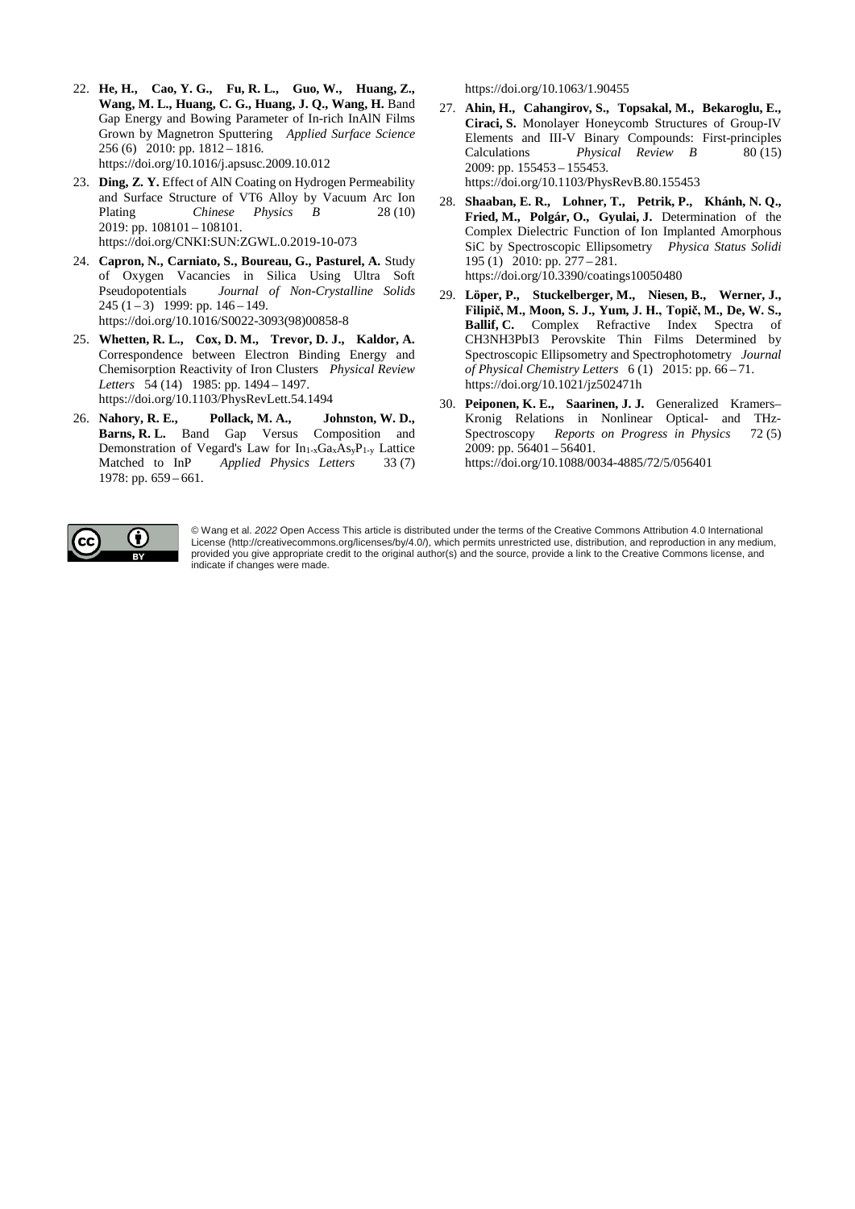22. **He, H., Cao, Y. G., Fu, R. L., Guo, W., Huang, Z., Wang, M. L., Huang, C. G., Huang, J. Q., Wang, H.** Band Gap Energy and Bowing Parameter of In-rich InAlN Films Grown by Magnetron Sputtering *Applied Surface Science* 256 (6) 2010: pp. 1812 – 1816. https://doi.org/10.1016/j.apsusc.2009.10.012

23. **Ding, Z. Y.** Effect of AlN Coating on Hydrogen Permeability and Surface Structure of VT6 Alloy by Vacuum Arc Ion Plating *Chinese Physics B* 28 (10) 2019: pp. 108101 – 108101. https://doi.org/CNKI:SUN:ZGWL.0.2019-10-073

24. **Capron, N., Carniato, S., Boureau, G., Pasturel, A.** Study of Oxygen Vacancies in Silica Using Ultra Soft Pseudopotentials *Journal of Non-Crystalline Solids* 245 (1 – 3) 1999: pp. 146 – 149. https://doi.org/10.1016/S0022-3093(98)00858-8

25. **Whetten, R. L., Cox, D. M., Trevor, D. J., Kaldor, A.** Correspondence between Electron Binding Energy and Chemisorption Reactivity of Iron Clusters *Physical Review Letters* 54 (14) 1985: pp. 1494 – 1497. https://doi.org/10.1103/PhysRevLett.54.1494

26. **Nahory, R. E., Pollack, M. A., Johnston, W. D., Barns, R. L.** Band Gap Versus Composition and Demonstration of Vegard's Law for $In_{1-x}Ga_xAs_yP_{1-y}$ Lattice Matched to InP *Applied Physics Letters* 33 (7) 1978: pp. 659 – 661. https://doi.org/10.1063/1.90455

27. **Ahin, H., Cahangirov, S., Topsakal, M., Bekaroglu, E., Ciraci, S.** Monolayer Honeycomb Structures of Group-IV Elements and III-V Binary Compounds: First-principles Calculations *Physical Review B* 80 (15) 2009: pp. 155453 – 155453. https://doi.org/10.1103/PhysRevB.80.155453

28. **Shaaban, E. R., Lohner, T., Petrik, P., Khánh, N. Q., Fried, M., Polgár, O., Gyulai, J.** Determination of the Complex Dielectric Function of Ion Implanted Amorphous SiC by Spectroscopic Ellipsometry *Physica Status Solidi* 195 (1) 2010: pp. 277 – 281. https://doi.org/10.3390/coatings10050480

29. **Löper, P., Stuckelberger, M., Niesen, B., Werner, J., Filipič, M., Moon, S. J., Yum, J. H., Topič, M., De, W. S., Ballif, C.** Complex Refractive Index Spectra of CH3NH3PbI3 Perovskite Thin Films Determined by Spectroscopic Ellipsometry and Spectrophotometry *Journal of Physical Chemistry Letters* 6 (1) 2015: pp. 66 – 71. https://doi.org/10.1021/jz502471h

30. **Peiponen, K. E., Saarinen, J. J.** Generalized Kramers–Kronig Relations in Nonlinear Optical- and THz-Spectroscopy *Reports on Progress in Physics* 72 (5) 2009: pp. 56401 – 56401. https://doi.org/10.1088/0034-4885/72/5/056401

© Wang et al. *2022* Open Access This article is distributed under the terms of the Creative Commons Attribution 4.0 International License (http://creativecommons.org/licenses/by/4.0/), which permits unrestricted use, distribution, and reproduction in any medium, provided you give appropriate credit to the original author(s) and the source, provide a link to the Creative Commons license, and indicate if changes were made.